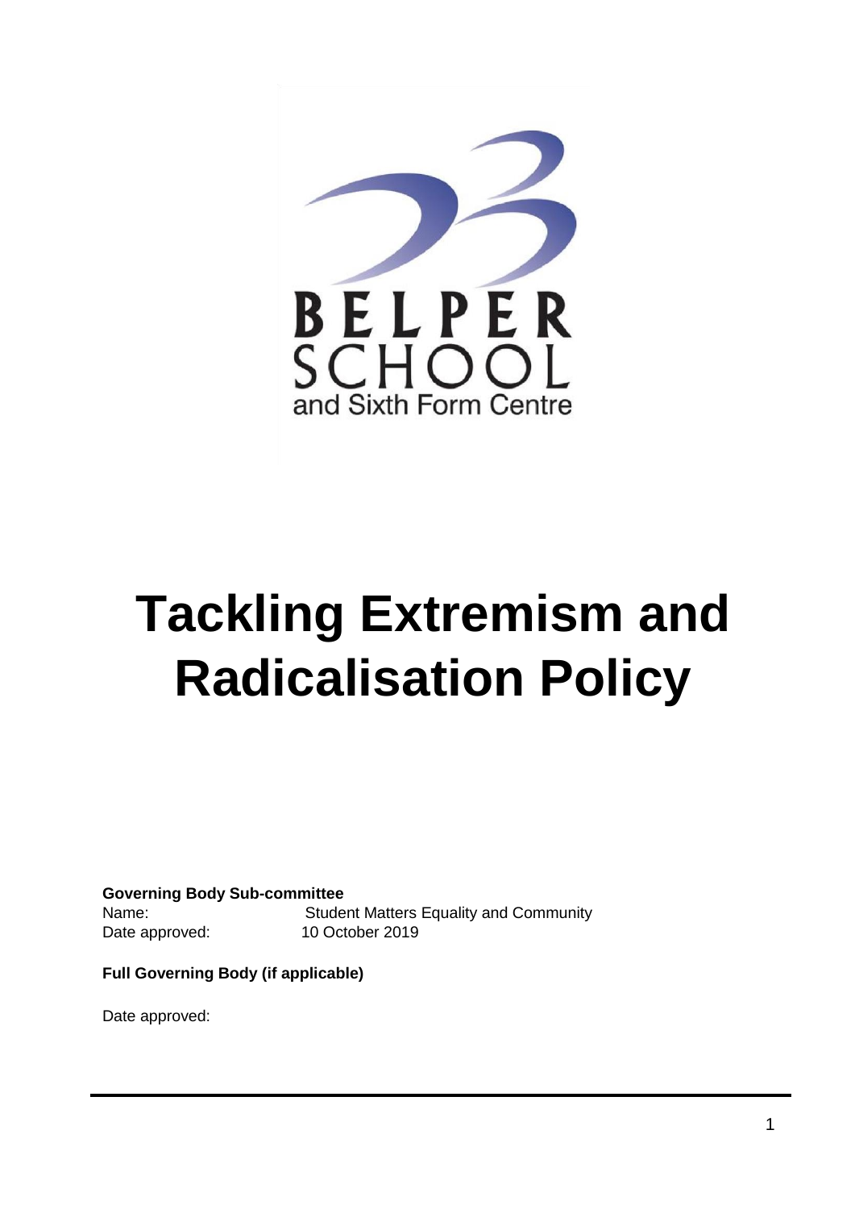BELPER SCHOOL and Sixth Form Centre

# Tackling Extremism and Radicalisation Policy

**Governing Body Sub-committee**

Name: Student Matters Equality and Community

Date approved: 10 October 2019

**Full Governing Body (if applicable)**

Date approved: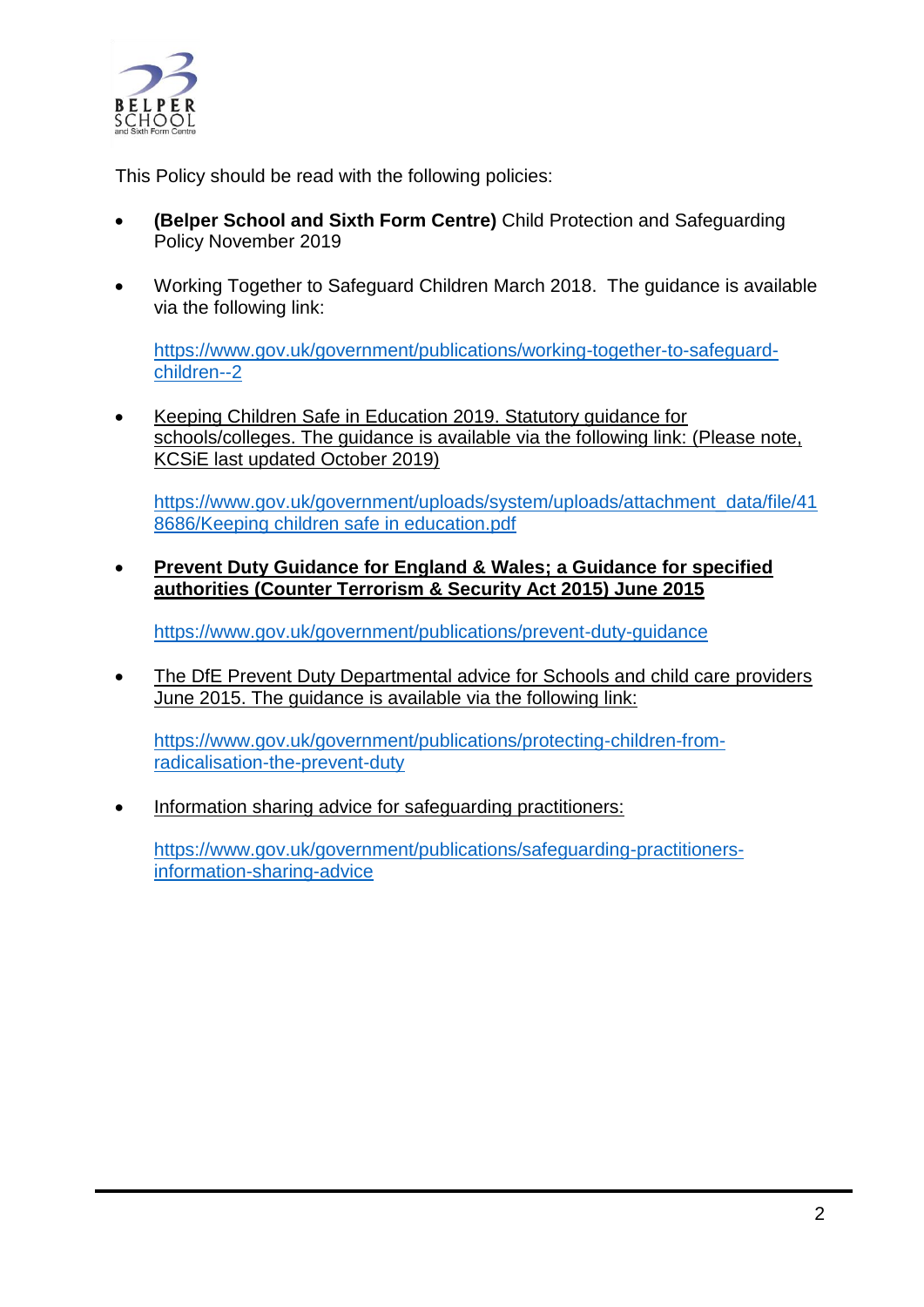This Policy should be read with the following policies:

- **(Belper School and Sixth Form Centre)** Child Protection and Safeguarding Policy November 2019

- Working Together to Safeguard Children March 2018. The guidance is available via the following link:

  https://www.gov.uk/government/publications/working-together-to-safeguard-children--2

- Keeping Children Safe in Education 2019. Statutory guidance for schools/colleges. The guidance is available via the following link: (Please note, KCSiE last updated October 2019)

  https://www.gov.uk/government/uploads/system/uploads/attachment_data/file/418686/Keeping children safe in education.pdf

- **Prevent Duty Guidance for England & Wales; a Guidance for specified authorities (Counter Terrorism & Security Act 2015) June 2015**

  https://www.gov.uk/government/publications/prevent-duty-guidance

- The DfE Prevent Duty Departmental advice for Schools and child care providers June 2015. The guidance is available via the following link:

  https://www.gov.uk/government/publications/protecting-children-from-radicalisation-the-prevent-duty

- Information sharing advice for safeguarding practitioners:

  https://www.gov.uk/government/publications/safeguarding-practitioners-information-sharing-advice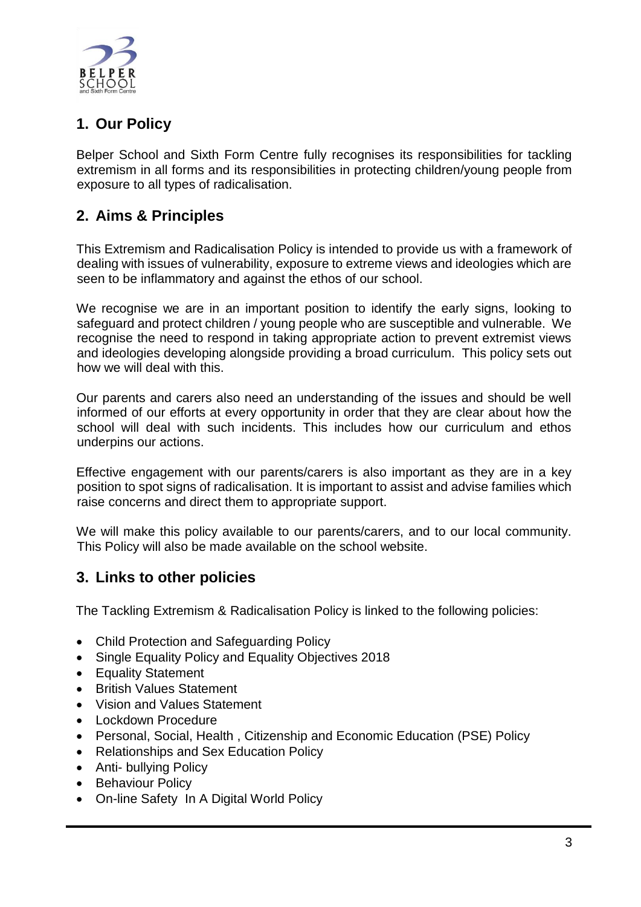## 1. Our Policy

Belper School and Sixth Form Centre fully recognises its responsibilities for tackling extremism in all forms and its responsibilities in protecting children/young people from exposure to all types of radicalisation.

## 2. Aims & Principles

This Extremism and Radicalisation Policy is intended to provide us with a framework of dealing with issues of vulnerability, exposure to extreme views and ideologies which are seen to be inflammatory and against the ethos of our school.

We recognise we are in an important position to identify the early signs, looking to safeguard and protect children / young people who are susceptible and vulnerable. We recognise the need to respond in taking appropriate action to prevent extremist views and ideologies developing alongside providing a broad curriculum. This policy sets out how we will deal with this.

Our parents and carers also need an understanding of the issues and should be well informed of our efforts at every opportunity in order that they are clear about how the school will deal with such incidents. This includes how our curriculum and ethos underpins our actions.

Effective engagement with our parents/carers is also important as they are in a key position to spot signs of radicalisation. It is important to assist and advise families which raise concerns and direct them to appropriate support.

We will make this policy available to our parents/carers, and to our local community. This Policy will also be made available on the school website.

## 3. Links to other policies

The Tackling Extremism & Radicalisation Policy is linked to the following policies:

- Child Protection and Safeguarding Policy
- Single Equality Policy and Equality Objectives 2018
- Equality Statement
- British Values Statement
- Vision and Values Statement
- Lockdown Procedure
- Personal, Social, Health , Citizenship and Economic Education (PSE) Policy
- Relationships and Sex Education Policy
- Anti- bullying Policy
- Behaviour Policy
- On-line Safety In A Digital World Policy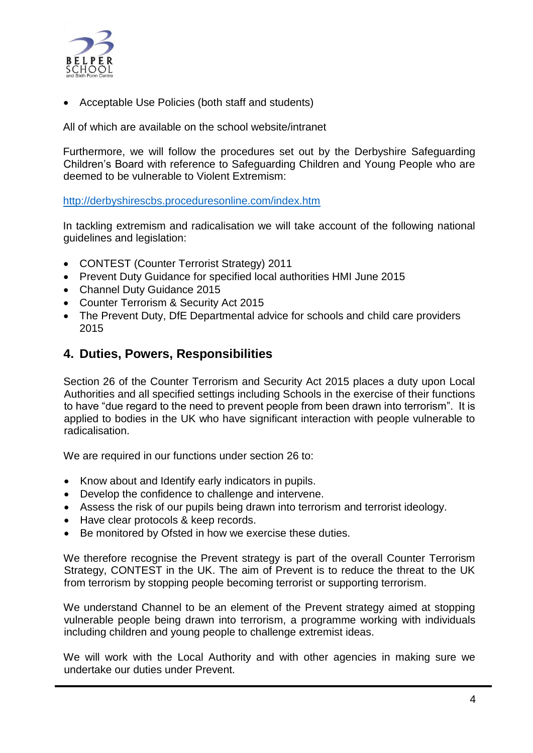- Acceptable Use Policies (both staff and students)

All of which are available on the school website/intranet

Furthermore, we will follow the procedures set out by the Derbyshire Safeguarding Children's Board with reference to Safeguarding Children and Young People who are deemed to be vulnerable to Violent Extremism:

http://derbyshirescbs.proceduresonline.com/index.htm

In tackling extremism and radicalisation we will take account of the following national guidelines and legislation:

- CONTEST (Counter Terrorist Strategy) 2011
- Prevent Duty Guidance for specified local authorities HMI June 2015
- Channel Duty Guidance 2015
- Counter Terrorism & Security Act 2015
- The Prevent Duty, DfE Departmental advice for schools and child care providers 2015

## 4. Duties, Powers, Responsibilities

Section 26 of the Counter Terrorism and Security Act 2015 places a duty upon Local Authorities and all specified settings including Schools in the exercise of their functions to have "due regard to the need to prevent people from been drawn into terrorism". It is applied to bodies in the UK who have significant interaction with people vulnerable to radicalisation.

We are required in our functions under section 26 to:

- Know about and Identify early indicators in pupils.
- Develop the confidence to challenge and intervene.
- Assess the risk of our pupils being drawn into terrorism and terrorist ideology.
- Have clear protocols & keep records.
- Be monitored by Ofsted in how we exercise these duties.

We therefore recognise the Prevent strategy is part of the overall Counter Terrorism Strategy, CONTEST in the UK. The aim of Prevent is to reduce the threat to the UK from terrorism by stopping people becoming terrorist or supporting terrorism.

We understand Channel to be an element of the Prevent strategy aimed at stopping vulnerable people being drawn into terrorism, a programme working with individuals including children and young people to challenge extremist ideas.

We will work with the Local Authority and with other agencies in making sure we undertake our duties under Prevent.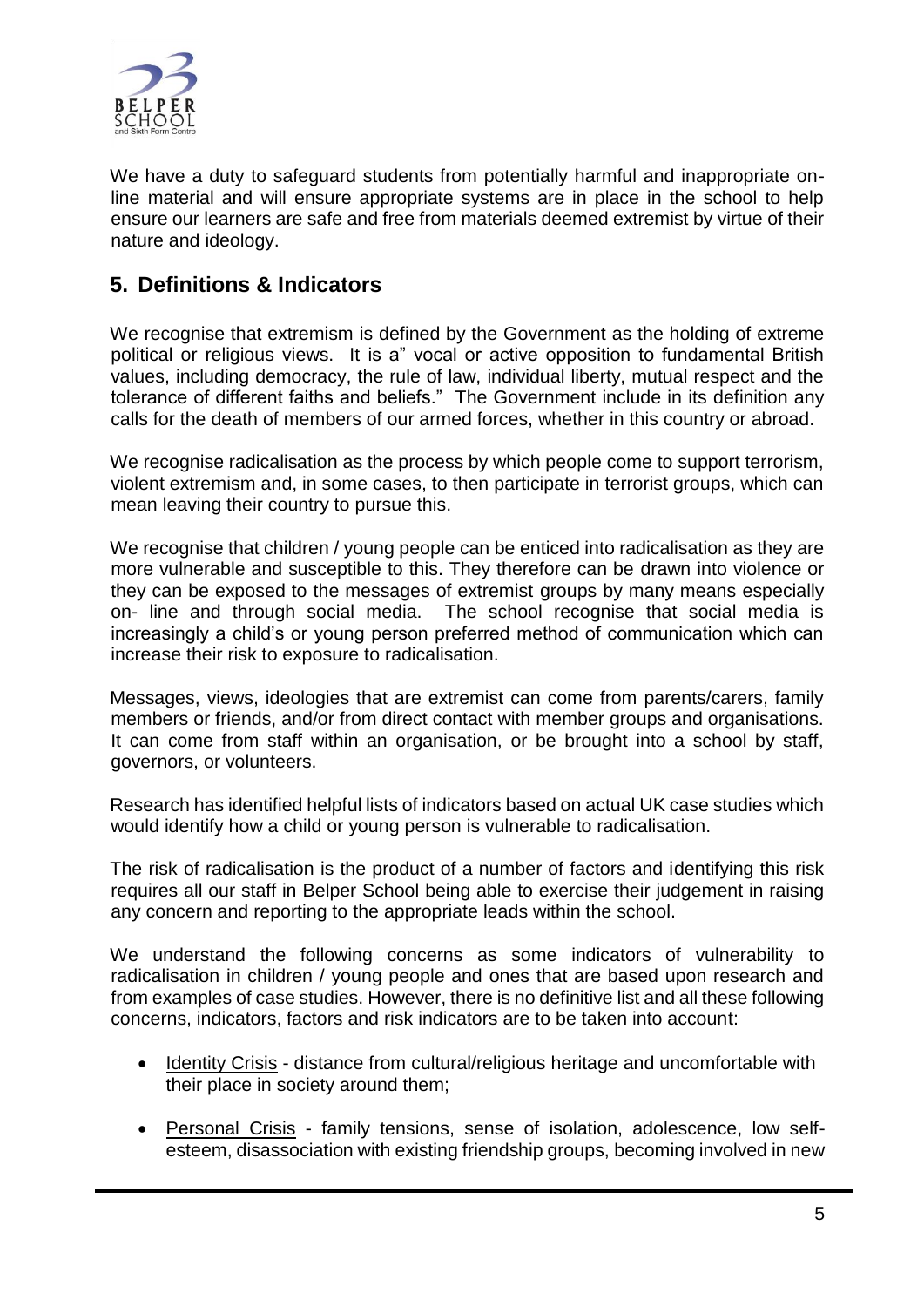We have a duty to safeguard students from potentially harmful and inappropriate on-line material and will ensure appropriate systems are in place in the school to help ensure our learners are safe and free from materials deemed extremist by virtue of their nature and ideology.

## 5. Definitions & Indicators

We recognise that extremism is defined by the Government as the holding of extreme political or religious views. It is a" vocal or active opposition to fundamental British values, including democracy, the rule of law, individual liberty, mutual respect and the tolerance of different faiths and beliefs." The Government include in its definition any calls for the death of members of our armed forces, whether in this country or abroad.

We recognise radicalisation as the process by which people come to support terrorism, violent extremism and, in some cases, to then participate in terrorist groups, which can mean leaving their country to pursue this.

We recognise that children / young people can be enticed into radicalisation as they are more vulnerable and susceptible to this. They therefore can be drawn into violence or they can be exposed to the messages of extremist groups by many means especially on- line and through social media. The school recognise that social media is increasingly a child's or young person preferred method of communication which can increase their risk to exposure to radicalisation.

Messages, views, ideologies that are extremist can come from parents/carers, family members or friends, and/or from direct contact with member groups and organisations. It can come from staff within an organisation, or be brought into a school by staff, governors, or volunteers.

Research has identified helpful lists of indicators based on actual UK case studies which would identify how a child or young person is vulnerable to radicalisation.

The risk of radicalisation is the product of a number of factors and identifying this risk requires all our staff in Belper School being able to exercise their judgement in raising any concern and reporting to the appropriate leads within the school.

We understand the following concerns as some indicators of vulnerability to radicalisation in children / young people and ones that are based upon research and from examples of case studies. However, there is no definitive list and all these following concerns, indicators, factors and risk indicators are to be taken into account:

- Identity Crisis - distance from cultural/religious heritage and uncomfortable with their place in society around them;
- Personal Crisis - family tensions, sense of isolation, adolescence, low self-esteem, disassociation with existing friendship groups, becoming involved in new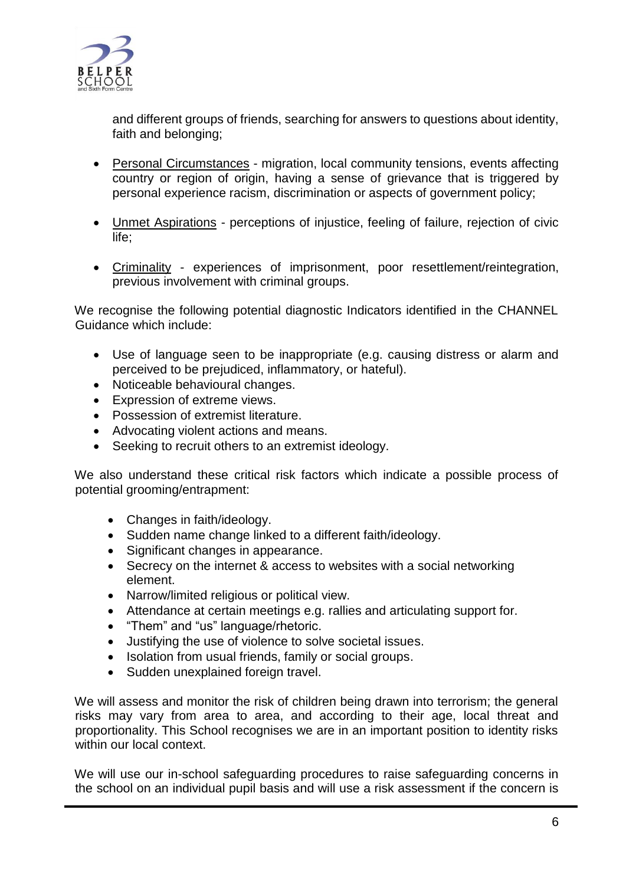and different groups of friends, searching for answers to questions about identity, faith and belonging;

- Personal Circumstances - migration, local community tensions, events affecting country or region of origin, having a sense of grievance that is triggered by personal experience racism, discrimination or aspects of government policy;

- Unmet Aspirations - perceptions of injustice, feeling of failure, rejection of civic life;

- Criminality - experiences of imprisonment, poor resettlement/reintegration, previous involvement with criminal groups.

We recognise the following potential diagnostic Indicators identified in the CHANNEL Guidance which include:

- Use of language seen to be inappropriate (e.g. causing distress or alarm and perceived to be prejudiced, inflammatory, or hateful).
- Noticeable behavioural changes.
- Expression of extreme views.
- Possession of extremist literature.
- Advocating violent actions and means.
- Seeking to recruit others to an extremist ideology.

We also understand these critical risk factors which indicate a possible process of potential grooming/entrapment:

- Changes in faith/ideology.
- Sudden name change linked to a different faith/ideology.
- Significant changes in appearance.
- Secrecy on the internet & access to websites with a social networking element.
- Narrow/limited religious or political view.
- Attendance at certain meetings e.g. rallies and articulating support for.
- "Them" and "us" language/rhetoric.
- Justifying the use of violence to solve societal issues.
- Isolation from usual friends, family or social groups.
- Sudden unexplained foreign travel.

We will assess and monitor the risk of children being drawn into terrorism; the general risks may vary from area to area, and according to their age, local threat and proportionality. This School recognises we are in an important position to identity risks within our local context.

We will use our in-school safeguarding procedures to raise safeguarding concerns in the school on an individual pupil basis and will use a risk assessment if the concern is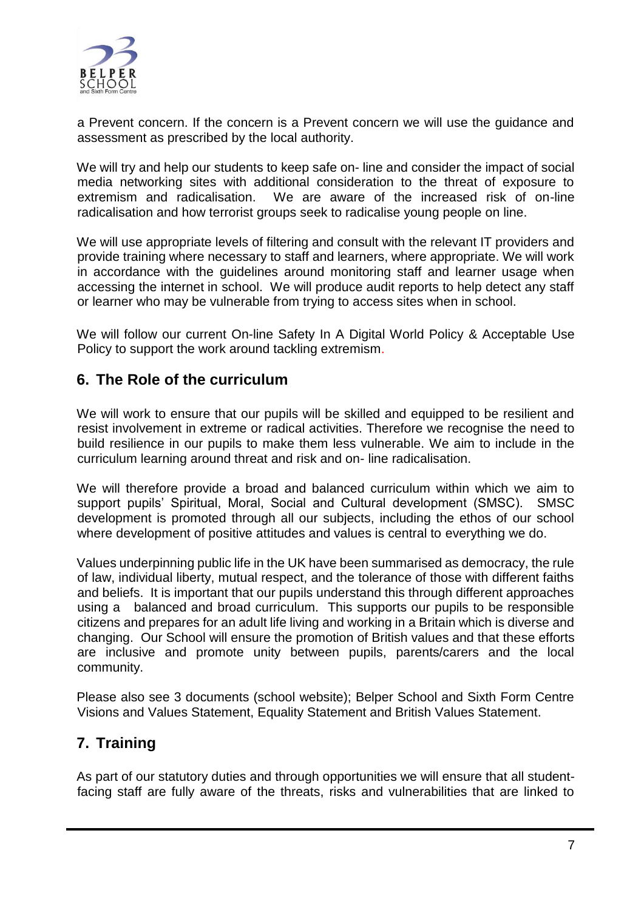a Prevent concern. If the concern is a Prevent concern we will use the guidance and assessment as prescribed by the local authority.

We will try and help our students to keep safe on- line and consider the impact of social media networking sites with additional consideration to the threat of exposure to extremism and radicalisation. We are aware of the increased risk of on-line radicalisation and how terrorist groups seek to radicalise young people on line.

We will use appropriate levels of filtering and consult with the relevant IT providers and provide training where necessary to staff and learners, where appropriate. We will work in accordance with the guidelines around monitoring staff and learner usage when accessing the internet in school. We will produce audit reports to help detect any staff or learner who may be vulnerable from trying to access sites when in school.

We will follow our current On-line Safety In A Digital World Policy & Acceptable Use Policy to support the work around tackling extremism.

## 6. The Role of the curriculum

We will work to ensure that our pupils will be skilled and equipped to be resilient and resist involvement in extreme or radical activities. Therefore we recognise the need to build resilience in our pupils to make them less vulnerable. We aim to include in the curriculum learning around threat and risk and on- line radicalisation.

We will therefore provide a broad and balanced curriculum within which we aim to support pupils' Spiritual, Moral, Social and Cultural development (SMSC). SMSC development is promoted through all our subjects, including the ethos of our school where development of positive attitudes and values is central to everything we do.

Values underpinning public life in the UK have been summarised as democracy, the rule of law, individual liberty, mutual respect, and the tolerance of those with different faiths and beliefs. It is important that our pupils understand this through different approaches using a balanced and broad curriculum. This supports our pupils to be responsible citizens and prepares for an adult life living and working in a Britain which is diverse and changing. Our School will ensure the promotion of British values and that these efforts are inclusive and promote unity between pupils, parents/carers and the local community.

Please also see 3 documents (school website); Belper School and Sixth Form Centre Visions and Values Statement, Equality Statement and British Values Statement.

## 7. Training

As part of our statutory duties and through opportunities we will ensure that all student-facing staff are fully aware of the threats, risks and vulnerabilities that are linked to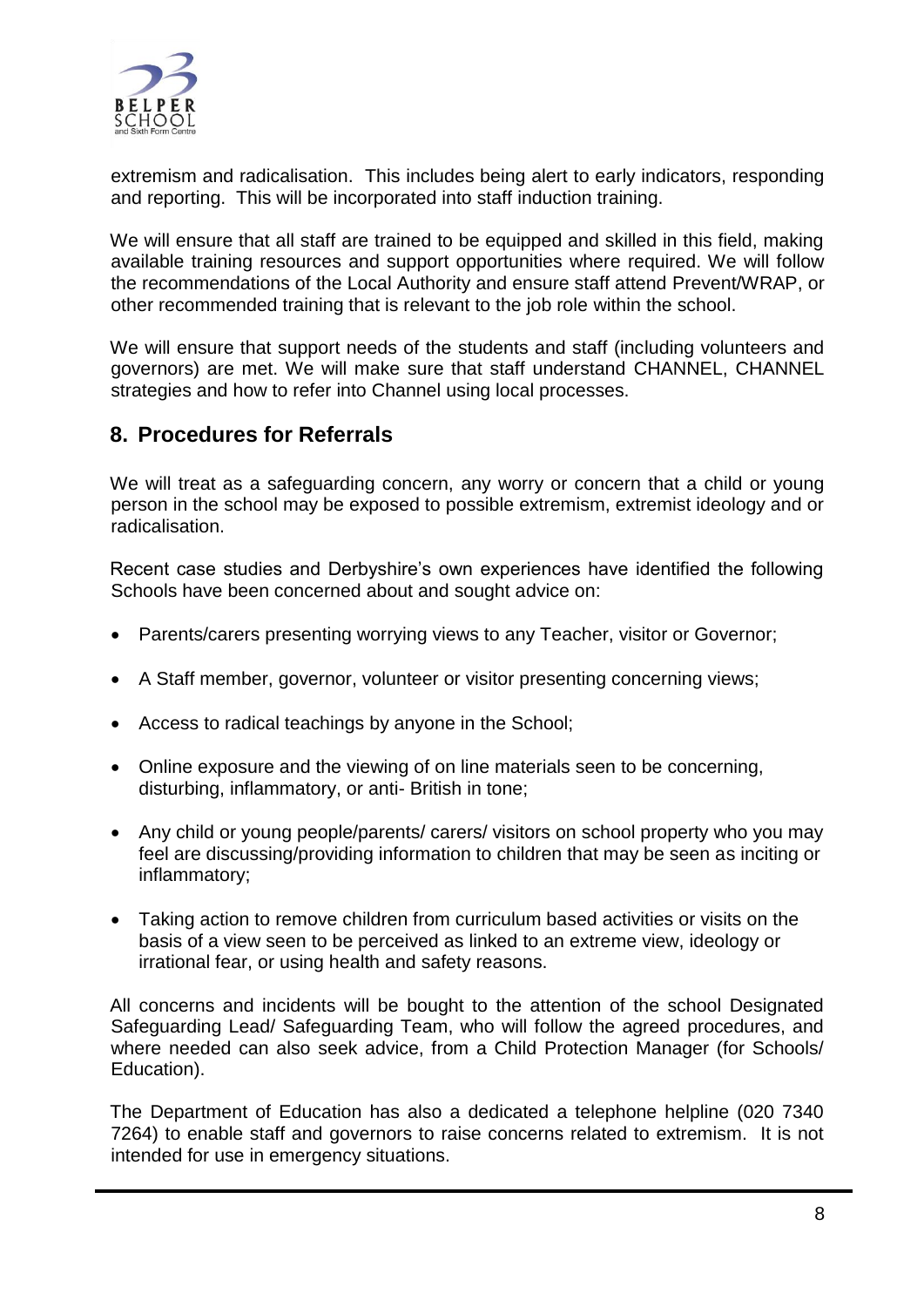extremism and radicalisation. This includes being alert to early indicators, responding and reporting. This will be incorporated into staff induction training.

We will ensure that all staff are trained to be equipped and skilled in this field, making available training resources and support opportunities where required. We will follow the recommendations of the Local Authority and ensure staff attend Prevent/WRAP, or other recommended training that is relevant to the job role within the school.

We will ensure that support needs of the students and staff (including volunteers and governors) are met. We will make sure that staff understand CHANNEL, CHANNEL strategies and how to refer into Channel using local processes.

## 8. Procedures for Referrals

We will treat as a safeguarding concern, any worry or concern that a child or young person in the school may be exposed to possible extremism, extremist ideology and or radicalisation.

Recent case studies and Derbyshire's own experiences have identified the following Schools have been concerned about and sought advice on:

- Parents/carers presenting worrying views to any Teacher, visitor or Governor;
- A Staff member, governor, volunteer or visitor presenting concerning views;
- Access to radical teachings by anyone in the School;
- Online exposure and the viewing of on line materials seen to be concerning, disturbing, inflammatory, or anti- British in tone;
- Any child or young people/parents/ carers/ visitors on school property who you may feel are discussing/providing information to children that may be seen as inciting or inflammatory;
- Taking action to remove children from curriculum based activities or visits on the basis of a view seen to be perceived as linked to an extreme view, ideology or irrational fear, or using health and safety reasons.

All concerns and incidents will be bought to the attention of the school Designated Safeguarding Lead/ Safeguarding Team, who will follow the agreed procedures, and where needed can also seek advice, from a Child Protection Manager (for Schools/ Education).

The Department of Education has also a dedicated a telephone helpline (020 7340 7264) to enable staff and governors to raise concerns related to extremism. It is not intended for use in emergency situations.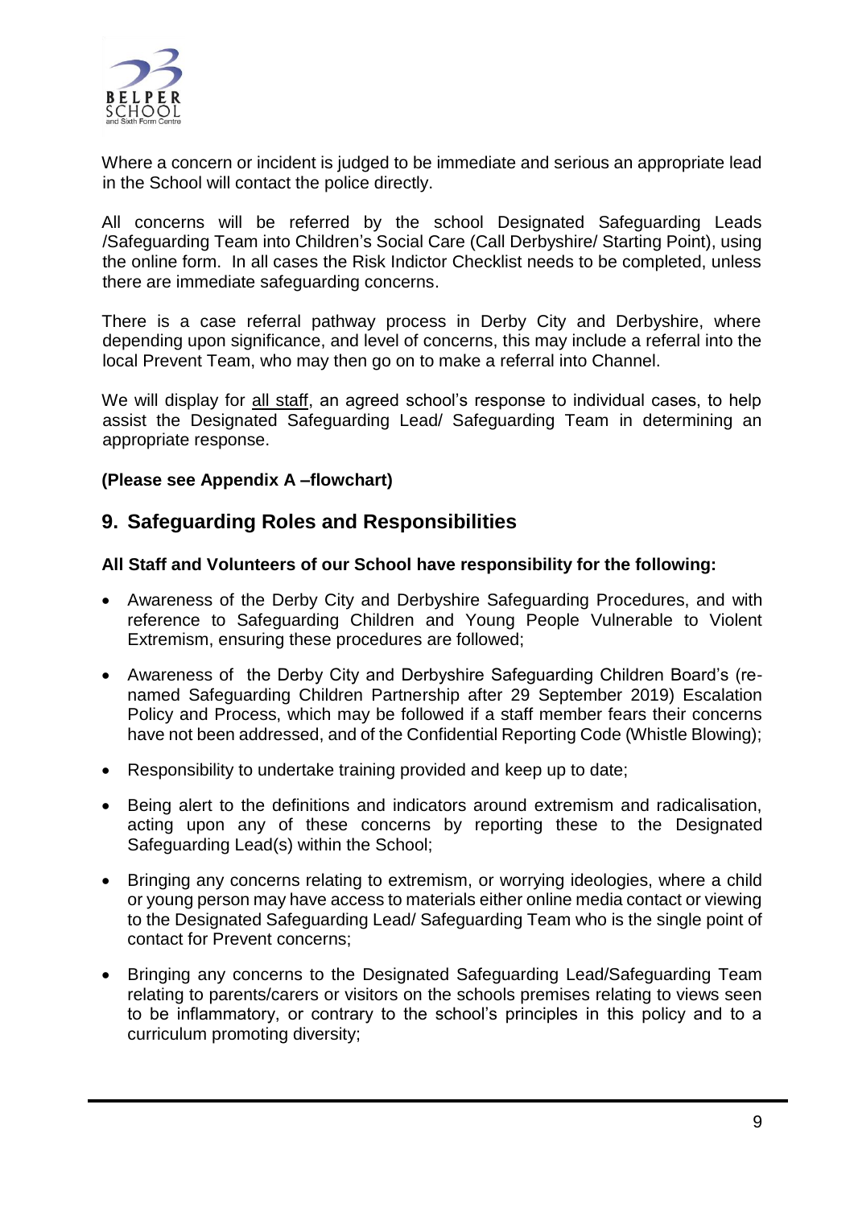Where a concern or incident is judged to be immediate and serious an appropriate lead in the School will contact the police directly.

All concerns will be referred by the school Designated Safeguarding Leads /Safeguarding Team into Children's Social Care (Call Derbyshire/ Starting Point), using the online form. In all cases the Risk Indictor Checklist needs to be completed, unless there are immediate safeguarding concerns.

There is a case referral pathway process in Derby City and Derbyshire, where depending upon significance, and level of concerns, this may include a referral into the local Prevent Team, who may then go on to make a referral into Channel.

We will display for all staff, an agreed school's response to individual cases, to help assist the Designated Safeguarding Lead/ Safeguarding Team in determining an appropriate response.

**(Please see Appendix A –flowchart)**

## 9. Safeguarding Roles and Responsibilities

**All Staff and Volunteers of our School have responsibility for the following:**

- Awareness of the Derby City and Derbyshire Safeguarding Procedures, and with reference to Safeguarding Children and Young People Vulnerable to Violent Extremism, ensuring these procedures are followed;
- Awareness of the Derby City and Derbyshire Safeguarding Children Board's (re-named Safeguarding Children Partnership after 29 September 2019) Escalation Policy and Process, which may be followed if a staff member fears their concerns have not been addressed, and of the Confidential Reporting Code (Whistle Blowing);
- Responsibility to undertake training provided and keep up to date;
- Being alert to the definitions and indicators around extremism and radicalisation, acting upon any of these concerns by reporting these to the Designated Safeguarding Lead(s) within the School;
- Bringing any concerns relating to extremism, or worrying ideologies, where a child or young person may have access to materials either online media contact or viewing to the Designated Safeguarding Lead/ Safeguarding Team who is the single point of contact for Prevent concerns;
- Bringing any concerns to the Designated Safeguarding Lead/Safeguarding Team relating to parents/carers or visitors on the schools premises relating to views seen to be inflammatory, or contrary to the school's principles in this policy and to a curriculum promoting diversity;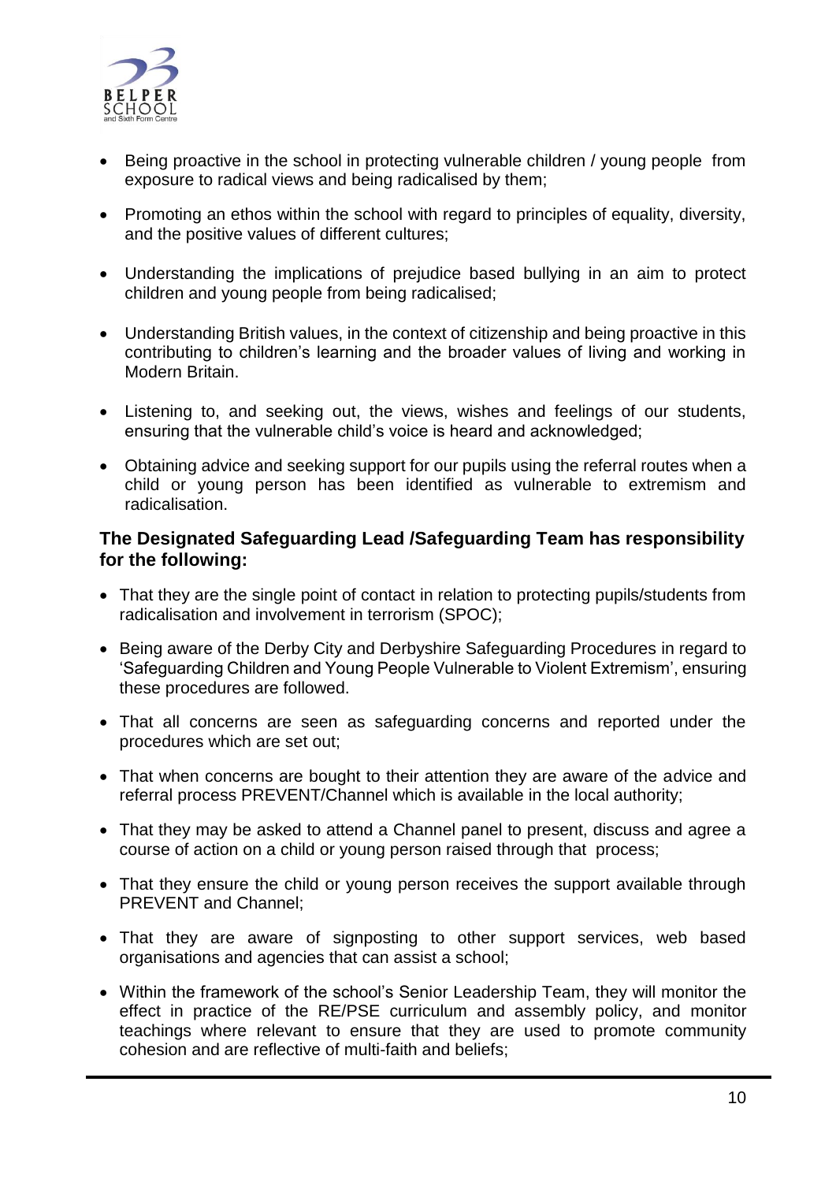- Being proactive in the school in protecting vulnerable children / young people from exposure to radical views and being radicalised by them;
- Promoting an ethos within the school with regard to principles of equality, diversity, and the positive values of different cultures;
- Understanding the implications of prejudice based bullying in an aim to protect children and young people from being radicalised;
- Understanding British values, in the context of citizenship and being proactive in this contributing to children's learning and the broader values of living and working in Modern Britain.
- Listening to, and seeking out, the views, wishes and feelings of our students, ensuring that the vulnerable child's voice is heard and acknowledged;
- Obtaining advice and seeking support for our pupils using the referral routes when a child or young person has been identified as vulnerable to extremism and radicalisation.

**The Designated Safeguarding Lead /Safeguarding Team has responsibility for the following:**

- That they are the single point of contact in relation to protecting pupils/students from radicalisation and involvement in terrorism (SPOC);
- Being aware of the Derby City and Derbyshire Safeguarding Procedures in regard to 'Safeguarding Children and Young People Vulnerable to Violent Extremism', ensuring these procedures are followed.
- That all concerns are seen as safeguarding concerns and reported under the procedures which are set out;
- That when concerns are bought to their attention they are aware of the advice and referral process PREVENT/Channel which is available in the local authority;
- That they may be asked to attend a Channel panel to present, discuss and agree a course of action on a child or young person raised through that process;
- That they ensure the child or young person receives the support available through PREVENT and Channel;
- That they are aware of signposting to other support services, web based organisations and agencies that can assist a school;
- Within the framework of the school's Senior Leadership Team, they will monitor the effect in practice of the RE/PSE curriculum and assembly policy, and monitor teachings where relevant to ensure that they are used to promote community cohesion and are reflective of multi-faith and beliefs;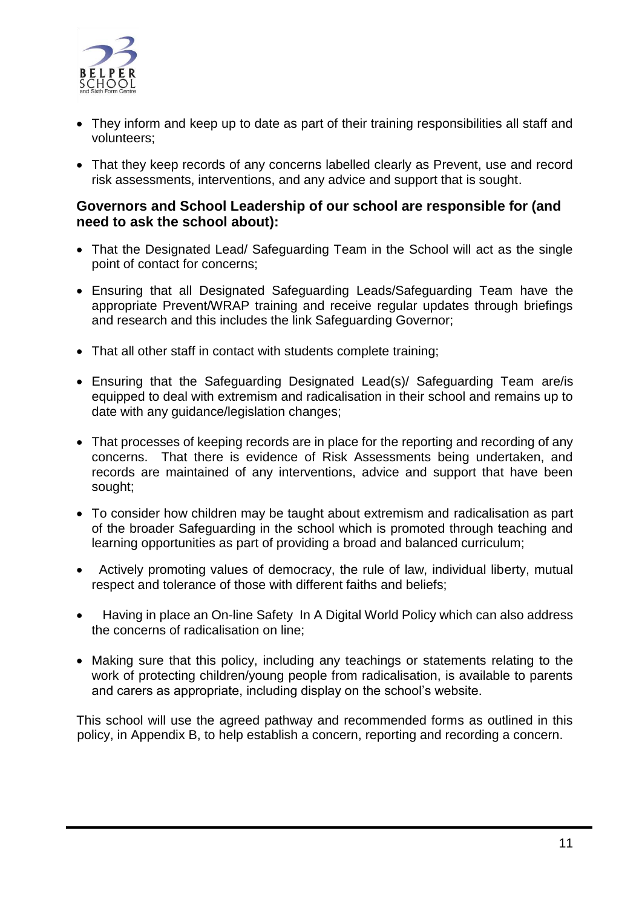- They inform and keep up to date as part of their training responsibilities all staff and volunteers;
- That they keep records of any concerns labelled clearly as Prevent, use and record risk assessments, interventions, and any advice and support that is sought.

**Governors and School Leadership of our school are responsible for (and need to ask the school about):**

- That the Designated Lead/ Safeguarding Team in the School will act as the single point of contact for concerns;
- Ensuring that all Designated Safeguarding Leads/Safeguarding Team have the appropriate Prevent/WRAP training and receive regular updates through briefings and research and this includes the link Safeguarding Governor;
- That all other staff in contact with students complete training;
- Ensuring that the Safeguarding Designated Lead(s)/ Safeguarding Team are/is equipped to deal with extremism and radicalisation in their school and remains up to date with any guidance/legislation changes;
- That processes of keeping records are in place for the reporting and recording of any concerns. That there is evidence of Risk Assessments being undertaken, and records are maintained of any interventions, advice and support that have been sought;
- To consider how children may be taught about extremism and radicalisation as part of the broader Safeguarding in the school which is promoted through teaching and learning opportunities as part of providing a broad and balanced curriculum;
- Actively promoting values of democracy, the rule of law, individual liberty, mutual respect and tolerance of those with different faiths and beliefs;
- Having in place an On-line Safety In A Digital World Policy which can also address the concerns of radicalisation on line;
- Making sure that this policy, including any teachings or statements relating to the work of protecting children/young people from radicalisation, is available to parents and carers as appropriate, including display on the school's website.

This school will use the agreed pathway and recommended forms as outlined in this policy, in Appendix B, to help establish a concern, reporting and recording a concern.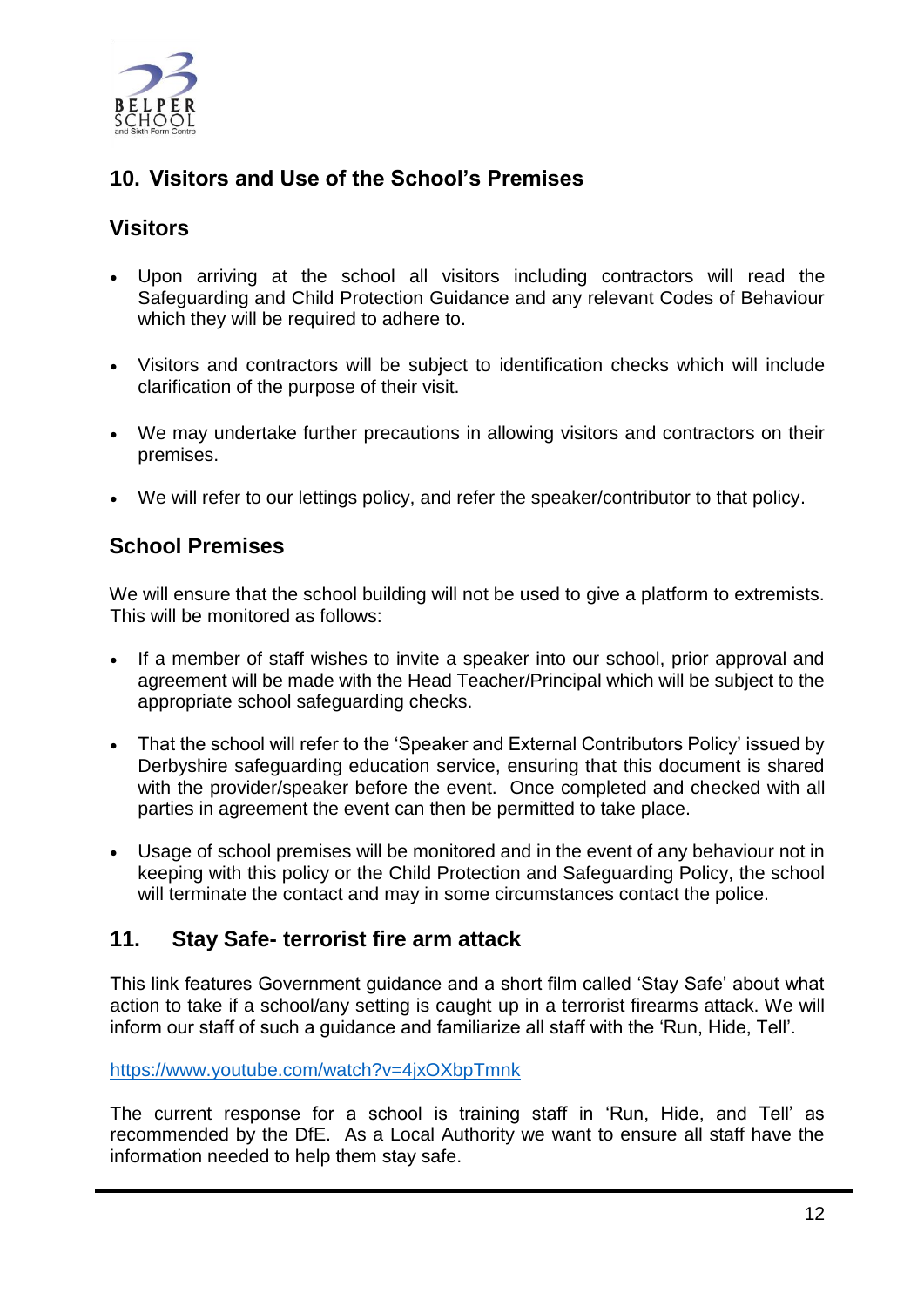## 10. Visitors and Use of the School's Premises

### Visitors

- Upon arriving at the school all visitors including contractors will read the Safeguarding and Child Protection Guidance and any relevant Codes of Behaviour which they will be required to adhere to.
- Visitors and contractors will be subject to identification checks which will include clarification of the purpose of their visit.
- We may undertake further precautions in allowing visitors and contractors on their premises.
- We will refer to our lettings policy, and refer the speaker/contributor to that policy.

### School Premises

We will ensure that the school building will not be used to give a platform to extremists. This will be monitored as follows:

- If a member of staff wishes to invite a speaker into our school, prior approval and agreement will be made with the Head Teacher/Principal which will be subject to the appropriate school safeguarding checks.
- That the school will refer to the 'Speaker and External Contributors Policy' issued by Derbyshire safeguarding education service, ensuring that this document is shared with the provider/speaker before the event. Once completed and checked with all parties in agreement the event can then be permitted to take place.
- Usage of school premises will be monitored and in the event of any behaviour not in keeping with this policy or the Child Protection and Safeguarding Policy, the school will terminate the contact and may in some circumstances contact the police.

## 11. Stay Safe- terrorist fire arm attack

This link features Government guidance and a short film called 'Stay Safe' about what action to take if a school/any setting is caught up in a terrorist firearms attack. We will inform our staff of such a guidance and familiarize all staff with the 'Run, Hide, Tell'.

https://www.youtube.com/watch?v=4jxOXbpTmnk

The current response for a school is training staff in 'Run, Hide, and Tell' as recommended by the DfE. As a Local Authority we want to ensure all staff have the information needed to help them stay safe.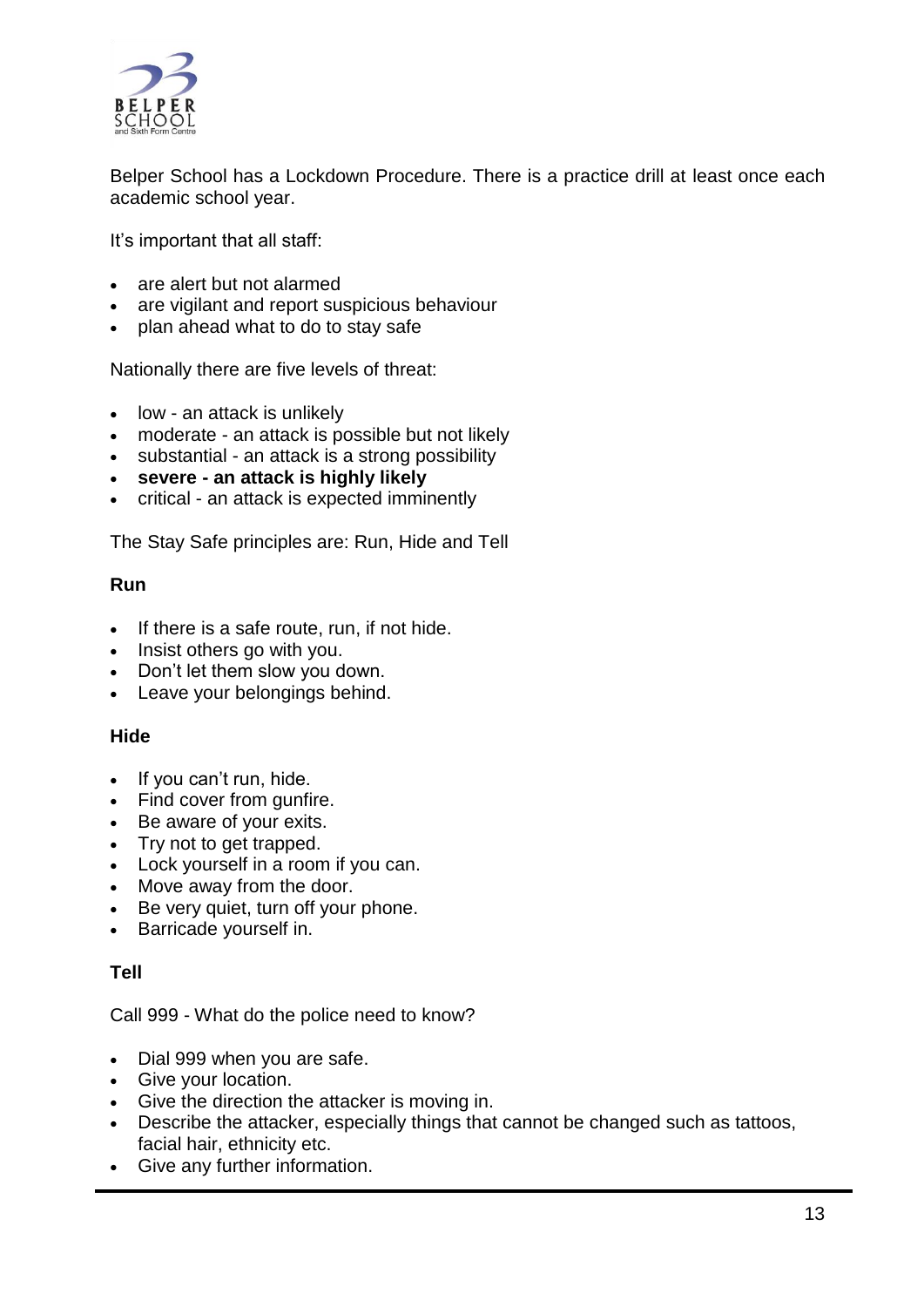Belper School has a Lockdown Procedure. There is a practice drill at least once each academic school year.

It's important that all staff:

- are alert but not alarmed
- are vigilant and report suspicious behaviour
- plan ahead what to do to stay safe

Nationally there are five levels of threat:

- low - an attack is unlikely
- moderate - an attack is possible but not likely
- substantial - an attack is a strong possibility
- **severe - an attack is highly likely**
- critical - an attack is expected imminently

The Stay Safe principles are: Run, Hide and Tell

**Run**

- If there is a safe route, run, if not hide.
- Insist others go with you.
- Don't let them slow you down.
- Leave your belongings behind.

**Hide**

- If you can't run, hide.
- Find cover from gunfire.
- Be aware of your exits.
- Try not to get trapped.
- Lock yourself in a room if you can.
- Move away from the door.
- Be very quiet, turn off your phone.
- Barricade yourself in.

**Tell**

Call 999 - What do the police need to know?

- Dial 999 when you are safe.
- Give your location.
- Give the direction the attacker is moving in.
- Describe the attacker, especially things that cannot be changed such as tattoos, facial hair, ethnicity etc.
- Give any further information.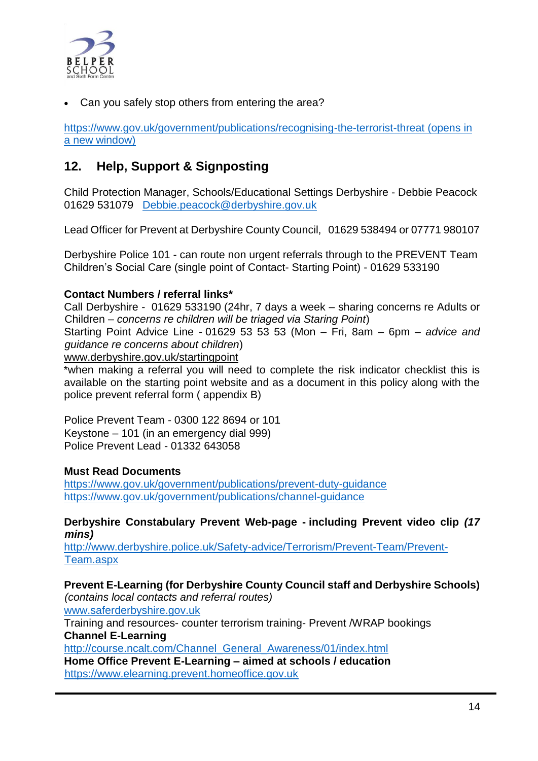- Can you safely stop others from entering the area?

https://www.gov.uk/government/publications/recognising-the-terrorist-threat (opens in a new window)

## 12. Help, Support & Signposting

Child Protection Manager, Schools/Educational Settings Derbyshire - Debbie Peacock 01629 531079 Debbie.peacock@derbyshire.gov.uk

Lead Officer for Prevent at Derbyshire County Council, 01629 538494 or 07771 980107

Derbyshire Police 101 - can route non urgent referrals through to the PREVENT Team
Children's Social Care (single point of Contact- Starting Point) - 01629 533190

**Contact Numbers / referral links***
Call Derbyshire - 01629 533190 (24hr, 7 days a week – sharing concerns re Adults or Children – *concerns re children will be triaged via Staring Point*)
Starting Point Advice Line - 01629 53 53 53 (Mon – Fri, 8am – 6pm – *advice and guidance re concerns about children*)
www.derbyshire.gov.uk/startingpoint
*when making a referral you will need to complete the risk indicator checklist this is available on the starting point website and as a document in this policy along with the police prevent referral form ( appendix B)

Police Prevent Team - 0300 122 8694 or 101
Keystone – 101 (in an emergency dial 999)
Police Prevent Lead - 01332 643058

**Must Read Documents**
https://www.gov.uk/government/publications/prevent-duty-guidance
https://www.gov.uk/government/publications/channel-guidance

**Derbyshire Constabulary Prevent Web-page - including Prevent video clip *(17 mins)***
http://www.derbyshire.police.uk/Safety-advice/Terrorism/Prevent-Team/Prevent-Team.aspx

**Prevent E-Learning (for Derbyshire County Council staff and Derbyshire Schools)**
*(contains local contacts and referral routes)*
www.saferderbyshire.gov.uk
Training and resources- counter terrorism training- Prevent /WRAP bookings
**Channel E-Learning**
http://course.ncalt.com/Channel_General_Awareness/01/index.html
**Home Office Prevent E-Learning – aimed at schools / education**
https://www.elearning.prevent.homeoffice.gov.uk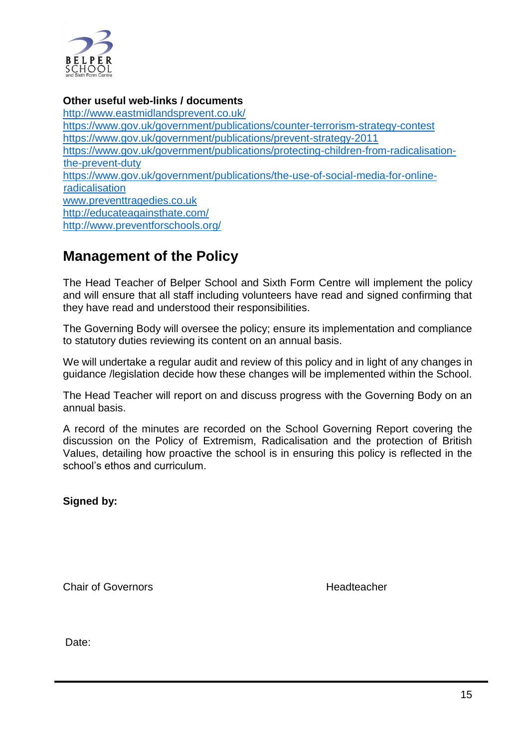**Other useful web-links / documents**

http://www.eastmidlandsprevent.co.uk/
https://www.gov.uk/government/publications/counter-terrorism-strategy-contest
https://www.gov.uk/government/publications/prevent-strategy-2011
https://www.gov.uk/government/publications/protecting-children-from-radicalisation-the-prevent-duty
https://www.gov.uk/government/publications/the-use-of-social-media-for-online-radicalisation
www.preventtragedies.co.uk
http://educateagainsthate.com/
http://www.preventforschools.org/

## Management of the Policy

The Head Teacher of Belper School and Sixth Form Centre will implement the policy and will ensure that all staff including volunteers have read and signed confirming that they have read and understood their responsibilities.

The Governing Body will oversee the policy; ensure its implementation and compliance to statutory duties reviewing its content on an annual basis.

We will undertake a regular audit and review of this policy and in light of any changes in guidance /legislation decide how these changes will be implemented within the School.

The Head Teacher will report on and discuss progress with the Governing Body on an annual basis.

A record of the minutes are recorded on the School Governing Report covering the discussion on the Policy of Extremism, Radicalisation and the protection of British Values, detailing how proactive the school is in ensuring this policy is reflected in the school's ethos and curriculum.

**Signed by:**

Chair of Governors                                                  Headteacher

Date: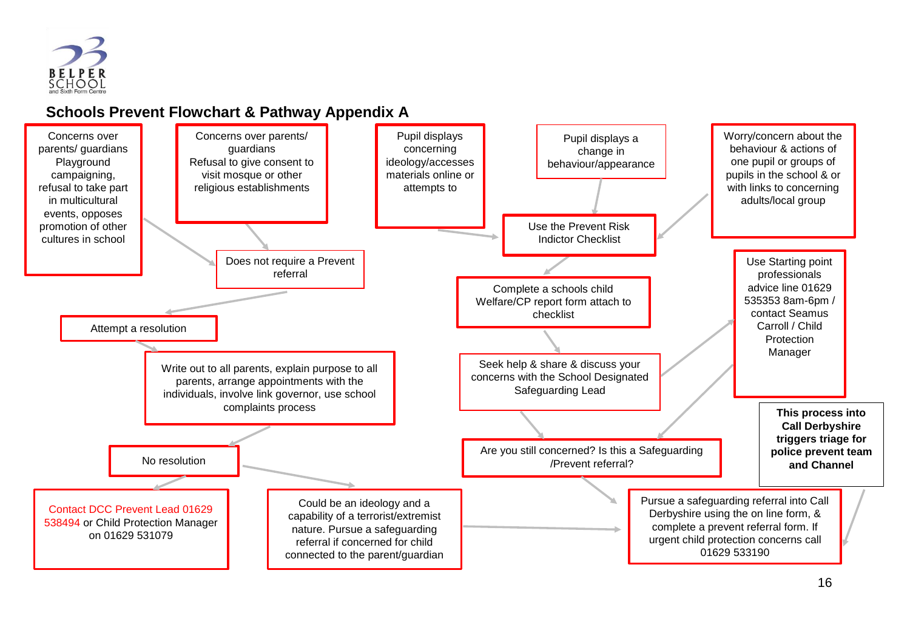BELPER SCHOOL and Sixth Form Centre

## Schools Prevent Flowchart & Pathway Appendix A

Concerns over parents/ guardians Playground campaigning, refusal to take part in multicultural events, opposes promotion of other cultures in school

Concerns over parents/ guardians Refusal to give consent to visit mosque or other religious establishments

Does not require a Prevent referral

Attempt a resolution

Write out to all parents, explain purpose to all parents, arrange appointments with the individuals, involve link governor, use school complaints process

No resolution

Contact DCC Prevent Lead 01629 538494 or Child Protection Manager on 01629 531079

Could be an ideology and a capability of a terrorist/extremist nature. Pursue a safeguarding referral if concerned for child connected to the parent/guardian

Pupil displays concerning ideology/accesses materials online or attempts to

Pupil displays a change in behaviour/appearance

Worry/concern about the behaviour & actions of one pupil or groups of pupils in the school & or with links to concerning adults/local group

Use the Prevent Risk Indictor Checklist

Complete a schools child Welfare/CP report form attach to checklist

Seek help & share & discuss your concerns with the School Designated Safeguarding Lead

Use Starting point professionals advice line 01629 535353 8am-6pm / contact Seamus Carroll / Child Protection Manager

Are you still concerned? Is this a Safeguarding /Prevent referral?

Pursue a safeguarding referral into Call Derbyshire using the on line form, & complete a prevent referral form. If urgent child protection concerns call 01629 533190

**This process into Call Derbyshire triggers triage for police prevent team and Channel**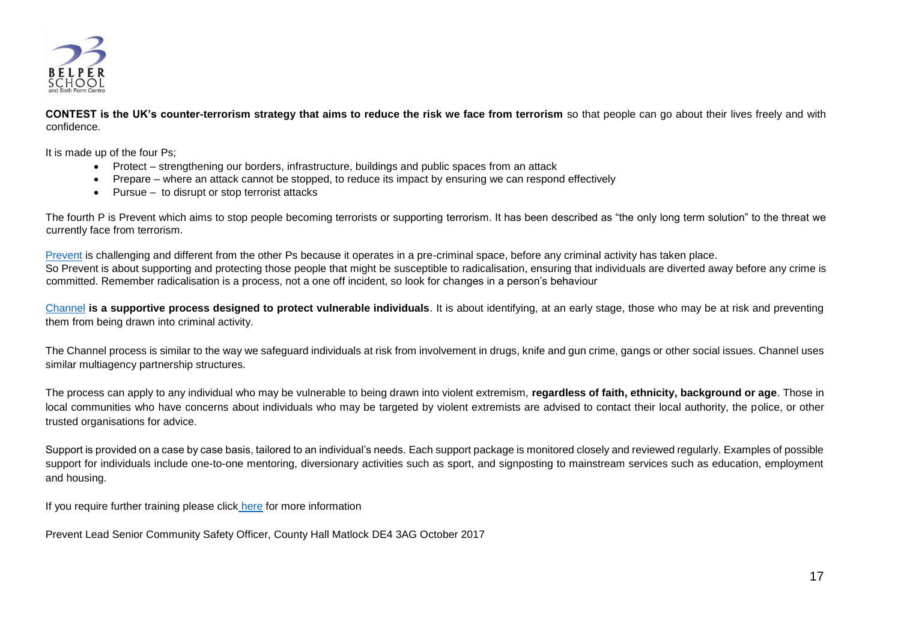**CONTEST is the UK's counter-terrorism strategy that aims to reduce the risk we face from terrorism** so that people can go about their lives freely and with confidence.

It is made up of the four Ps;

- Protect – strengthening our borders, infrastructure, buildings and public spaces from an attack
- Prepare – where an attack cannot be stopped, to reduce its impact by ensuring we can respond effectively
- Pursue – to disrupt or stop terrorist attacks

The fourth P is Prevent which aims to stop people becoming terrorists or supporting terrorism. It has been described as "the only long term solution" to the threat we currently face from terrorism.

Prevent is challenging and different from the other Ps because it operates in a pre-criminal space, before any criminal activity has taken place.
So Prevent is about supporting and protecting those people that might be susceptible to radicalisation, ensuring that individuals are diverted away before any crime is committed. Remember radicalisation is a process, not a one off incident, so look for changes in a person's behaviour

Channel **is a supportive process designed to protect vulnerable individuals**. It is about identifying, at an early stage, those who may be at risk and preventing them from being drawn into criminal activity.

The Channel process is similar to the way we safeguard individuals at risk from involvement in drugs, knife and gun crime, gangs or other social issues. Channel uses similar multiagency partnership structures.

The process can apply to any individual who may be vulnerable to being drawn into violent extremism, **regardless of faith, ethnicity, background or age**. Those in local communities who have concerns about individuals who may be targeted by violent extremists are advised to contact their local authority, the police, or other trusted organisations for advice.

Support is provided on a case by case basis, tailored to an individual's needs. Each support package is monitored closely and reviewed regularly. Examples of possible support for individuals include one-to-one mentoring, diversionary activities such as sport, and signposting to mainstream services such as education, employment and housing.

If you require further training please click here for more information

Prevent Lead Senior Community Safety Officer, County Hall Matlock DE4 3AG October 2017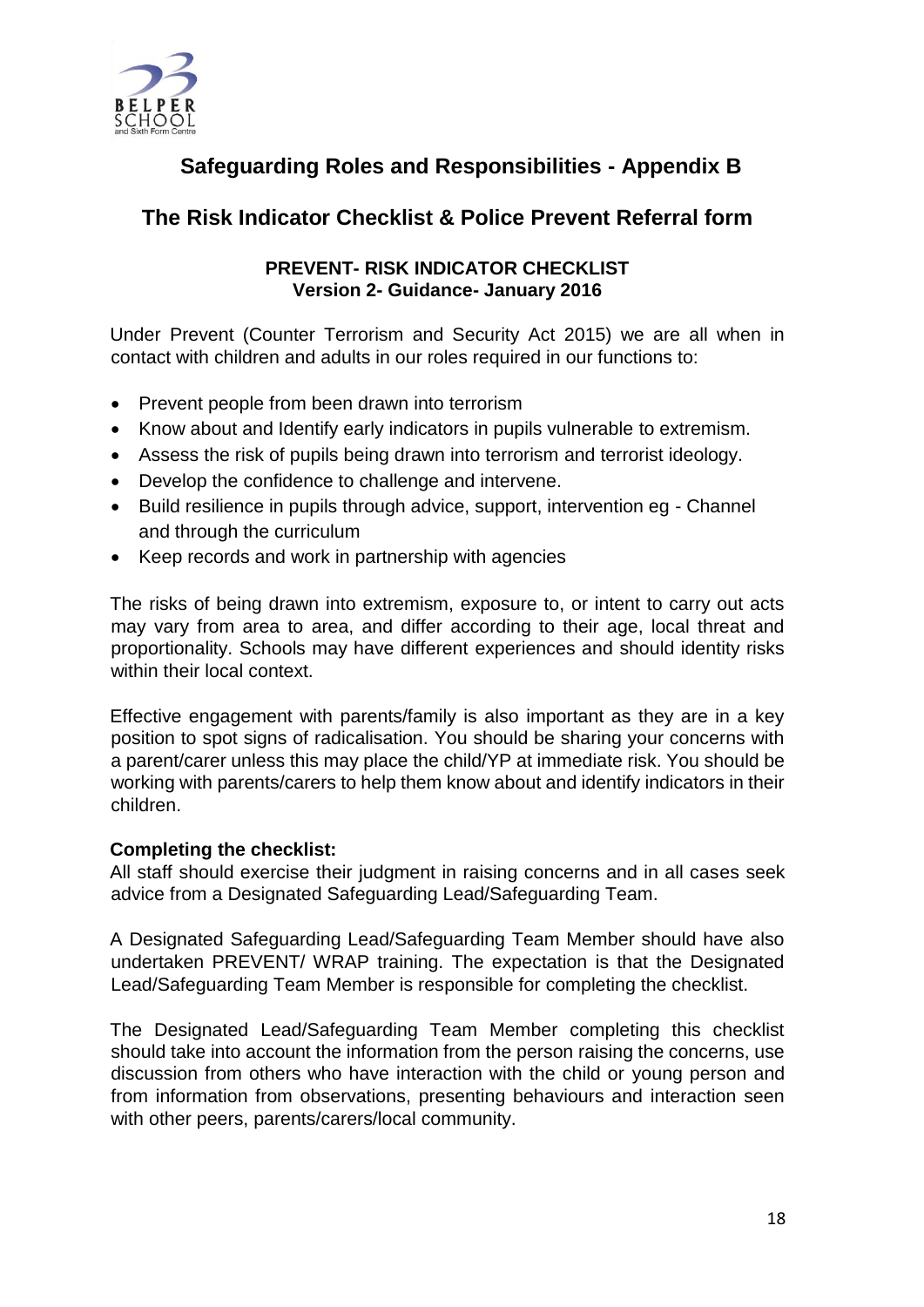## Safeguarding Roles and Responsibilities - Appendix B

## The Risk Indicator Checklist & Police Prevent Referral form

**PREVENT- RISK INDICATOR CHECKLIST**
**Version 2- Guidance- January 2016**

Under Prevent (Counter Terrorism and Security Act 2015) we are all when in contact with children and adults in our roles required in our functions to:

- Prevent people from been drawn into terrorism
- Know about and Identify early indicators in pupils vulnerable to extremism.
- Assess the risk of pupils being drawn into terrorism and terrorist ideology.
- Develop the confidence to challenge and intervene.
- Build resilience in pupils through advice, support, intervention eg - Channel and through the curriculum
- Keep records and work in partnership with agencies

The risks of being drawn into extremism, exposure to, or intent to carry out acts may vary from area to area, and differ according to their age, local threat and proportionality. Schools may have different experiences and should identity risks within their local context.

Effective engagement with parents/family is also important as they are in a key position to spot signs of radicalisation. You should be sharing your concerns with a parent/carer unless this may place the child/YP at immediate risk. You should be working with parents/carers to help them know about and identify indicators in their children.

**Completing the checklist:**

All staff should exercise their judgment in raising concerns and in all cases seek advice from a Designated Safeguarding Lead/Safeguarding Team.

A Designated Safeguarding Lead/Safeguarding Team Member should have also undertaken PREVENT/ WRAP training. The expectation is that the Designated Lead/Safeguarding Team Member is responsible for completing the checklist.

The Designated Lead/Safeguarding Team Member completing this checklist should take into account the information from the person raising the concerns, use discussion from others who have interaction with the child or young person and from information from observations, presenting behaviours and interaction seen with other peers, parents/carers/local community.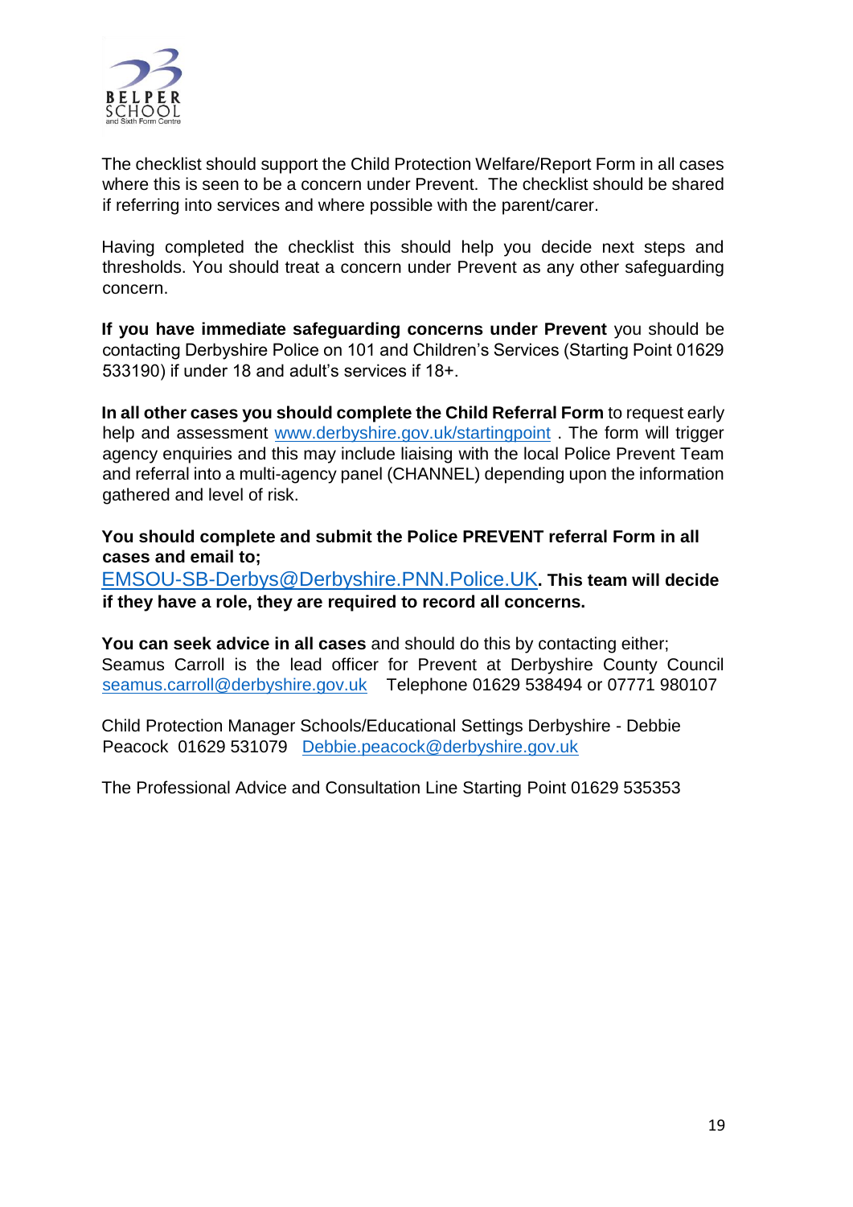The checklist should support the Child Protection Welfare/Report Form in all cases where this is seen to be a concern under Prevent. The checklist should be shared if referring into services and where possible with the parent/carer.

Having completed the checklist this should help you decide next steps and thresholds. You should treat a concern under Prevent as any other safeguarding concern.

**If you have immediate safeguarding concerns under Prevent** you should be contacting Derbyshire Police on 101 and Children's Services (Starting Point 01629 533190) if under 18 and adult's services if 18+.

**In all other cases you should complete the Child Referral Form** to request early help and assessment www.derbyshire.gov.uk/startingpoint . The form will trigger agency enquiries and this may include liaising with the local Police Prevent Team and referral into a multi-agency panel (CHANNEL) depending upon the information gathered and level of risk.

**You should complete and submit the Police PREVENT referral Form in all cases and email to;**
EMSOU-SB-Derbys@Derbyshire.PNN.Police.UK**. This team will decide if they have a role, they are required to record all concerns.**

**You can seek advice in all cases** and should do this by contacting either;
Seamus Carroll is the lead officer for Prevent at Derbyshire County Council seamus.carroll@derbyshire.gov.uk Telephone 01629 538494 or 07771 980107

Child Protection Manager Schools/Educational Settings Derbyshire - Debbie Peacock 01629 531079 Debbie.peacock@derbyshire.gov.uk

The Professional Advice and Consultation Line Starting Point 01629 535353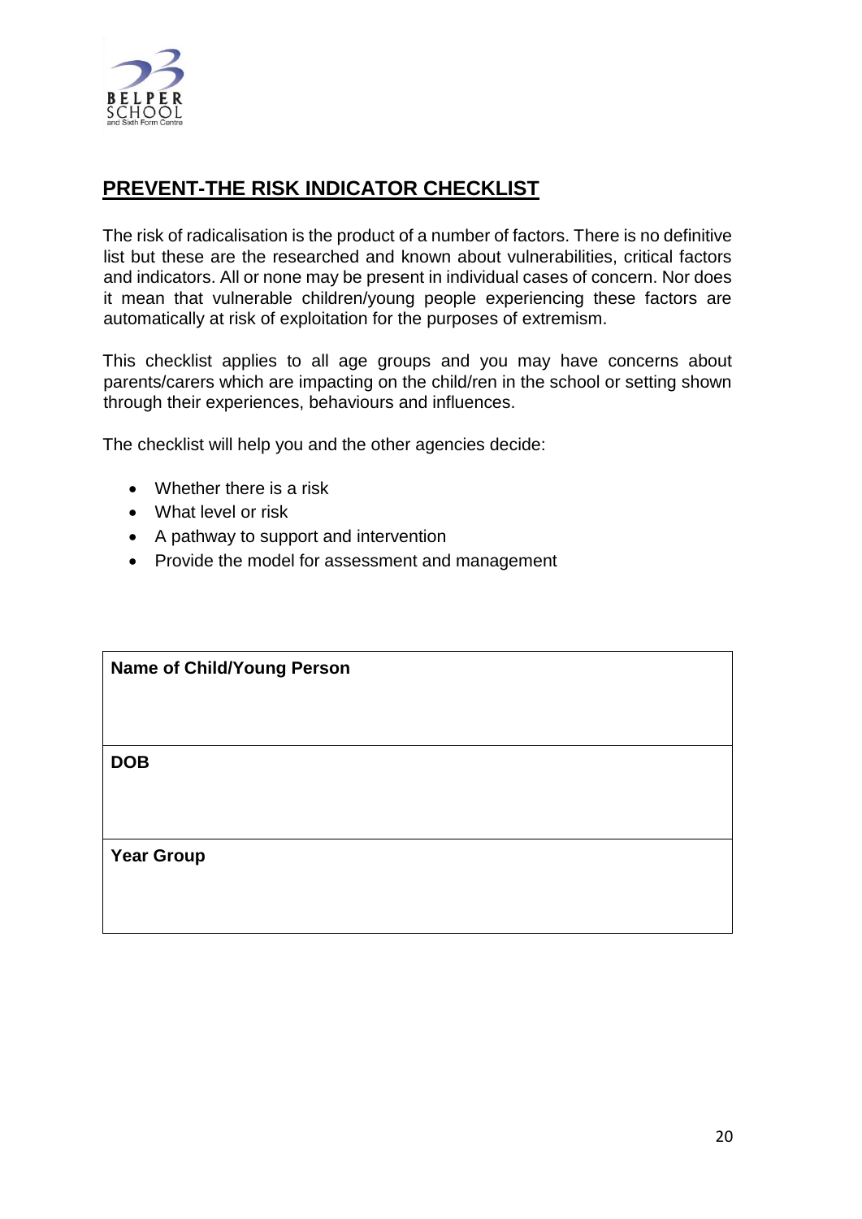## PREVENT-THE RISK INDICATOR CHECKLIST

The risk of radicalisation is the product of a number of factors. There is no definitive list but these are the researched and known about vulnerabilities, critical factors and indicators. All or none may be present in individual cases of concern. Nor does it mean that vulnerable children/young people experiencing these factors are automatically at risk of exploitation for the purposes of extremism.

This checklist applies to all age groups and you may have concerns about parents/carers which are impacting on the child/ren in the school or setting shown through their experiences, behaviours and influences.

The checklist will help you and the other agencies decide:

- Whether there is a risk
- What level or risk
- A pathway to support and intervention
- Provide the model for assessment and management

| **Name of Child/Young Person** |
|---|
| **DOB** |
| **Year Group** |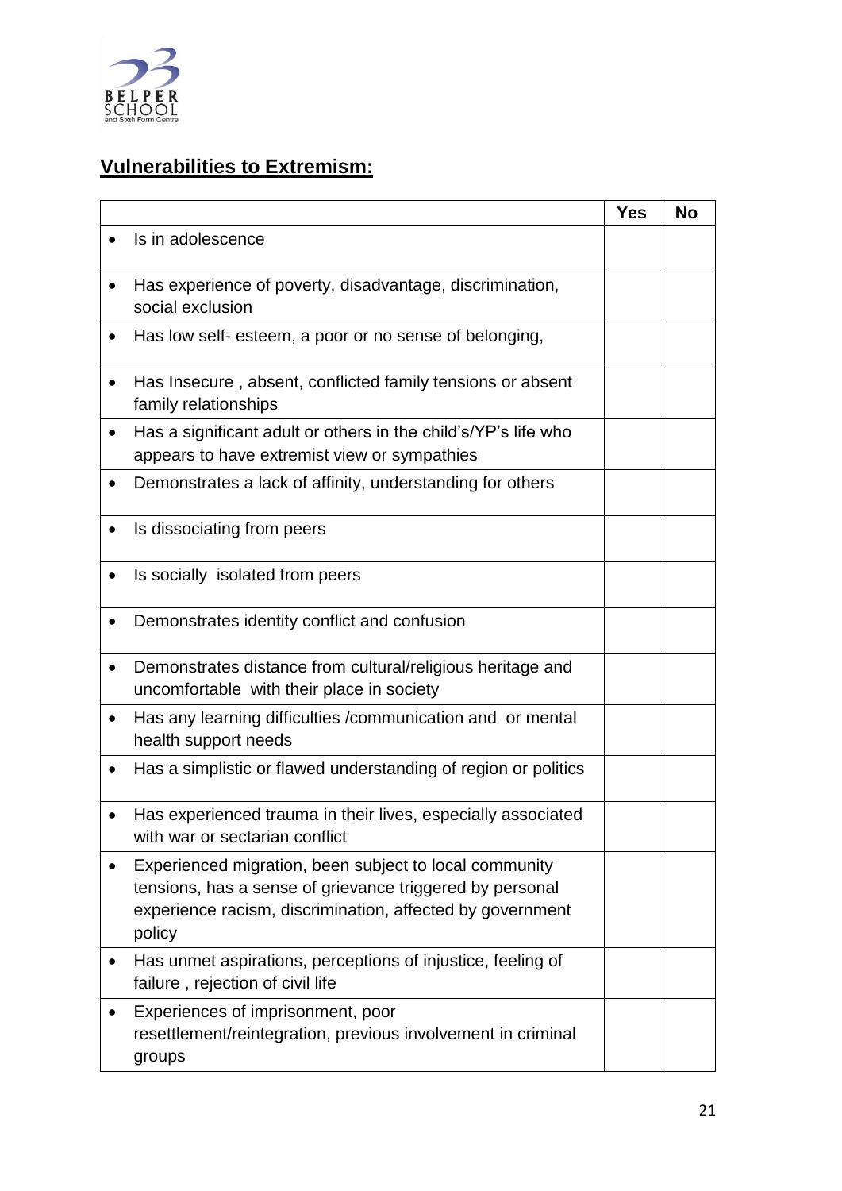## Vulnerabilities to Extremism:

| | Yes | No |
|---|---|---|
| • Is in adolescence | | |
| • Has experience of poverty, disadvantage, discrimination, social exclusion | | |
| • Has low self- esteem, a poor or no sense of belonging, | | |
| • Has Insecure , absent, conflicted family tensions or absent family relationships | | |
| • Has a significant adult or others in the child's/YP's life who appears to have extremist view or sympathies | | |
| • Demonstrates a lack of affinity, understanding for others | | |
| • Is dissociating from peers | | |
| • Is socially isolated from peers | | |
| • Demonstrates identity conflict and confusion | | |
| • Demonstrates distance from cultural/religious heritage and uncomfortable with their place in society | | |
| • Has any learning difficulties /communication and or mental health support needs | | |
| • Has a simplistic or flawed understanding of region or politics | | |
| • Has experienced trauma in their lives, especially associated with war or sectarian conflict | | |
| • Experienced migration, been subject to local community tensions, has a sense of grievance triggered by personal experience racism, discrimination, affected by government policy | | |
| • Has unmet aspirations, perceptions of injustice, feeling of failure , rejection of civil life | | |
| • Experiences of imprisonment, poor resettlement/reintegration, previous involvement in criminal groups | | |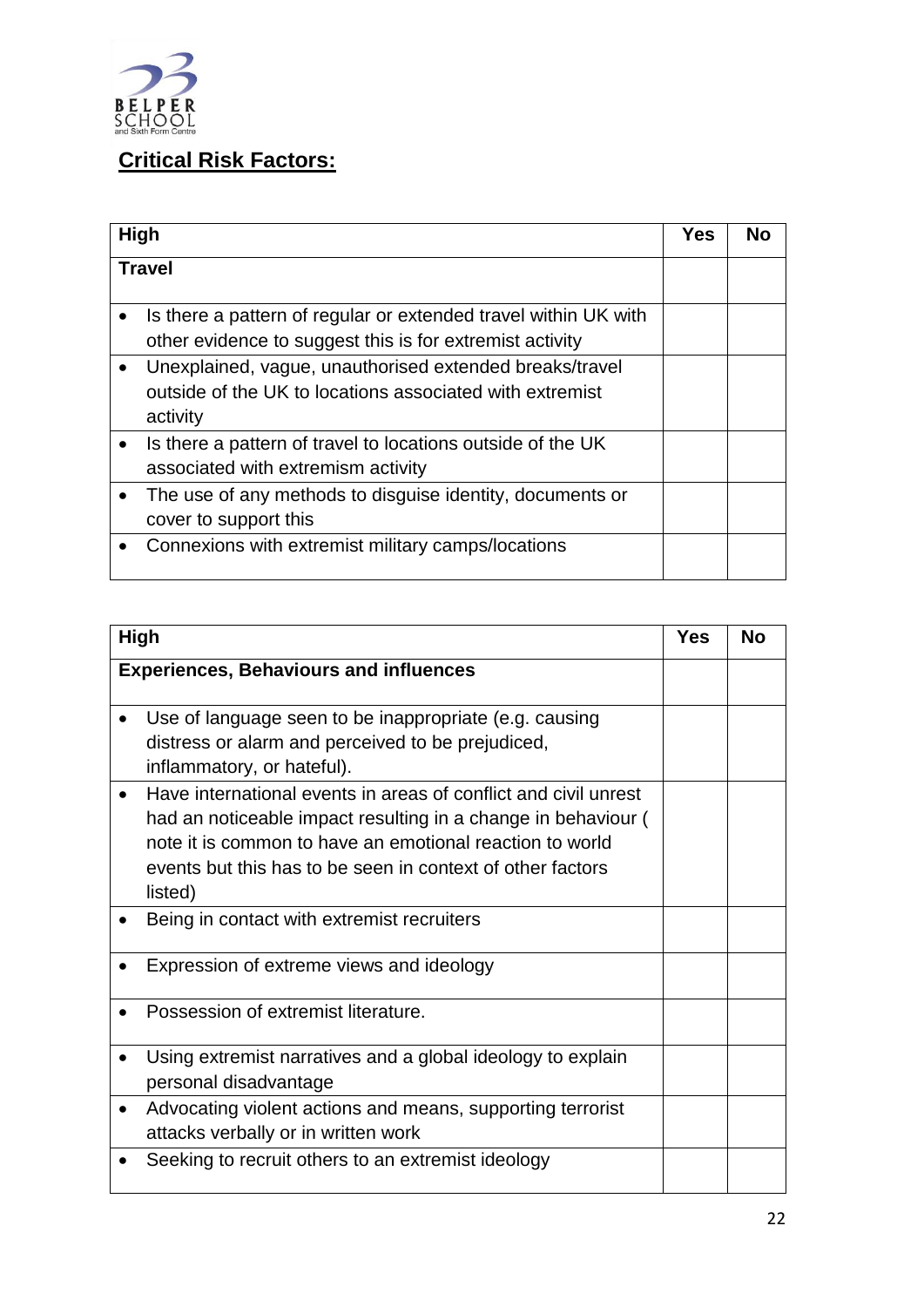## **Critical Risk Factors:**

| High | Yes | No |
|---|---|---|
| **Travel** | | |
| • Is there a pattern of regular or extended travel within UK with other evidence to suggest this is for extremist activity | | |
| • Unexplained, vague, unauthorised extended breaks/travel outside of the UK to locations associated with extremist activity | | |
| • Is there a pattern of travel to locations outside of the UK associated with extremism activity | | |
| • The use of any methods to disguise identity, documents or cover to support this | | |
| • Connexions with extremist military camps/locations | | |

| High | Yes | No |
|---|---|---|
| **Experiences, Behaviours and influences** | | |
| • Use of language seen to be inappropriate (e.g. causing distress or alarm and perceived to be prejudiced, inflammatory, or hateful). | | |
| • Have international events in areas of conflict and civil unrest had an noticeable impact resulting in a change in behaviour ( note it is common to have an emotional reaction to world events but this has to be seen in context of other factors listed) | | |
| • Being in contact with extremist recruiters | | |
| • Expression of extreme views and ideology | | |
| • Possession of extremist literature. | | |
| • Using extremist narratives and a global ideology to explain personal disadvantage | | |
| • Advocating violent actions and means, supporting terrorist attacks verbally or in written work | | |
| • Seeking to recruit others to an extremist ideology | | |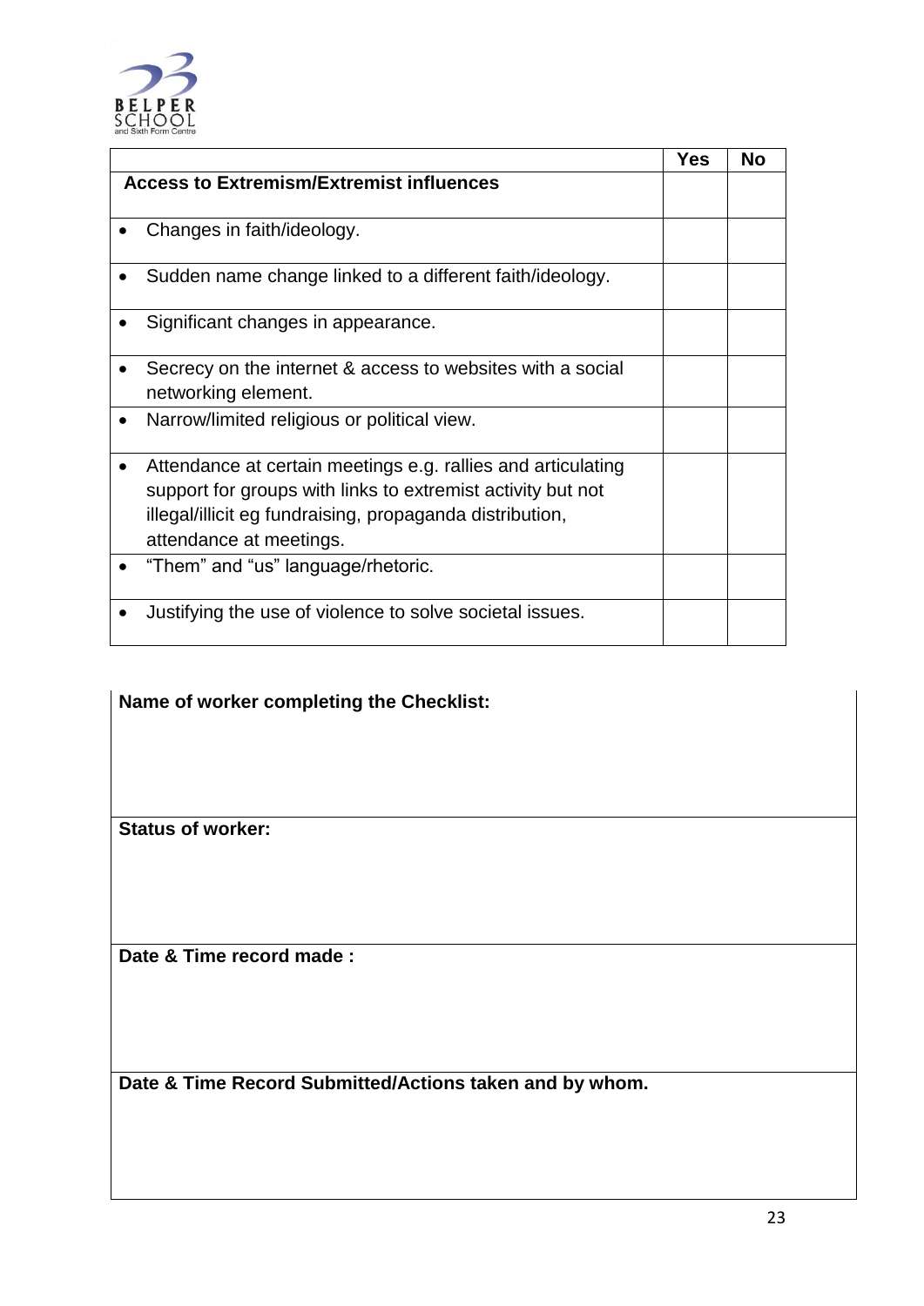| | Yes | No |
|---|---|---|
| **Access to Extremism/Extremist influences** | | |
| • Changes in faith/ideology. | | |
| • Sudden name change linked to a different faith/ideology. | | |
| • Significant changes in appearance. | | |
| • Secrecy on the internet & access to websites with a social networking element. | | |
| • Narrow/limited religious or political view. | | |
| • Attendance at certain meetings e.g. rallies and articulating support for groups with links to extremist activity but not illegal/illicit eg fundraising, propaganda distribution, attendance at meetings. | | |
| • “Them” and “us” language/rhetoric. | | |
| • Justifying the use of violence to solve societal issues. | | |

| **Name of worker completing the Checklist:** |
|---|
| **Status of worker:** |
| **Date & Time record made :** |
| **Date & Time Record Submitted/Actions taken and by whom.** |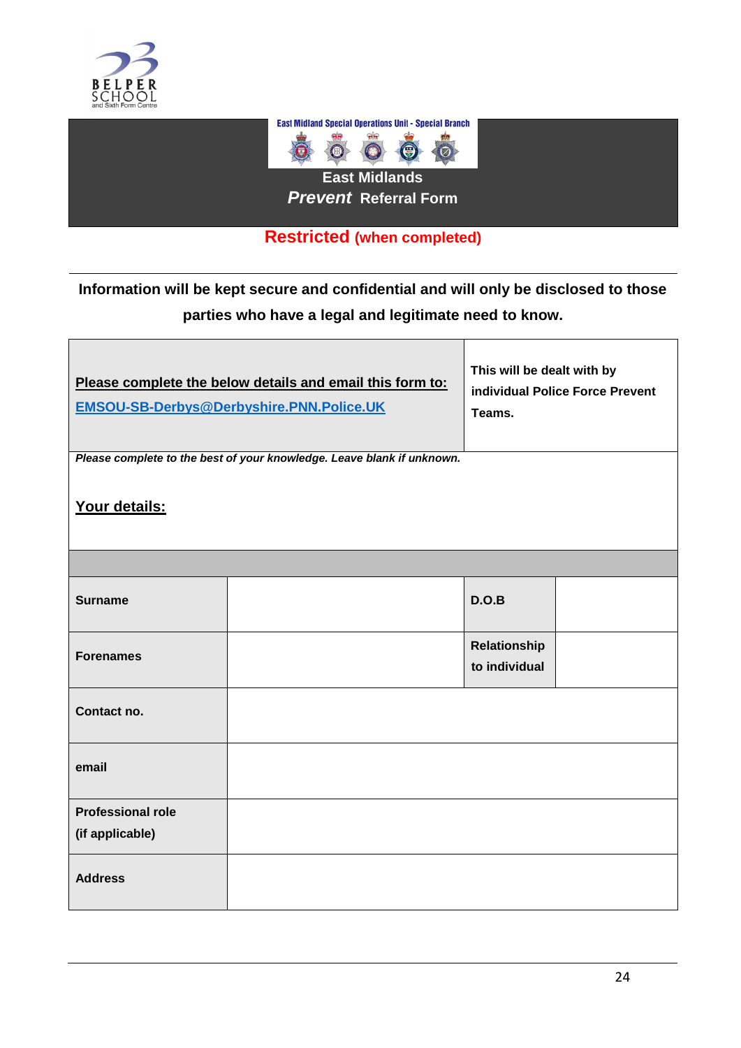East Midland Special Operations Unit - Special Branch

# East Midlands *Prevent* Referral Form

**Restricted (when completed)**

**Information will be kept secure and confidential and will only be disclosed to those parties who have a legal and legitimate need to know.**

| **Please complete the below details and email this form to: EMSOU-SB-Derbys@Derbyshire.PNN.Police.UK** | **This will be dealt with by individual Police Force Prevent Teams.** |
|---|---|

***Please complete to the best of your knowledge. Leave blank if unknown.***

**Your details:**

| | | | |
|---|---|---|---|
| **Surname** | | **D.O.B** | |
| **Forenames** | | **Relationship to individual** | |
| **Contact no.** | | | |
| **email** | | | |
| **Professional role (if applicable)** | | | |
| **Address** | | | |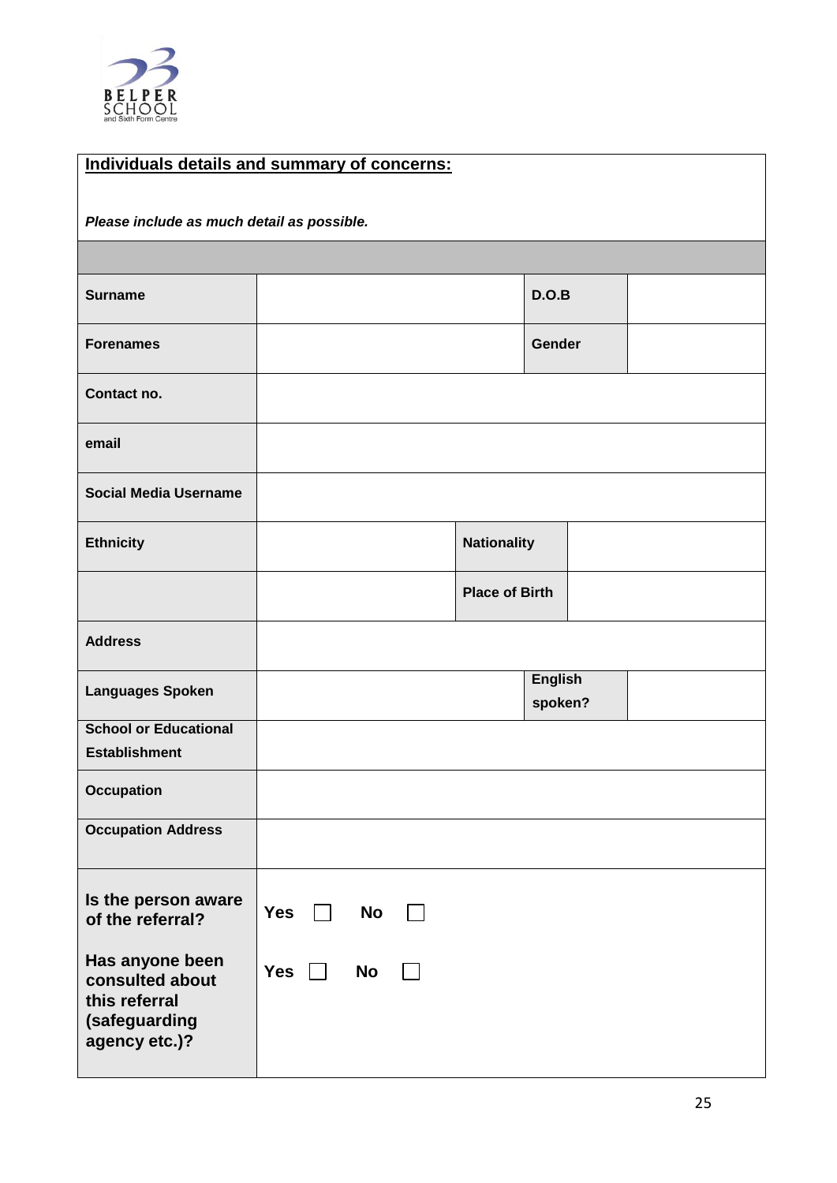**Individuals details and summary of concerns:**

***Please include as much detail as possible.***

| | | | |
|---|---|---|---|
| **Surname** | | **D.O.B** | |
| **Forenames** | | **Gender** | |
| **Contact no.** | | | |
| **email** | | | |
| **Social Media Username** | | | |
| **Ethnicity** | | **Nationality** | |
| | | **Place of Birth** | |
| **Address** | | | |
| **Languages Spoken** | | **English spoken?** | |
| **School or Educational Establishment** | | | |
| **Occupation** | | | |
| **Occupation Address** | | | |
| **Is the person aware of the referral?** | **Yes** ☐ **No** ☐ | | |
| **Has anyone been consulted about this referral (safeguarding agency etc.)?** | **Yes** ☐ **No** ☐ | | |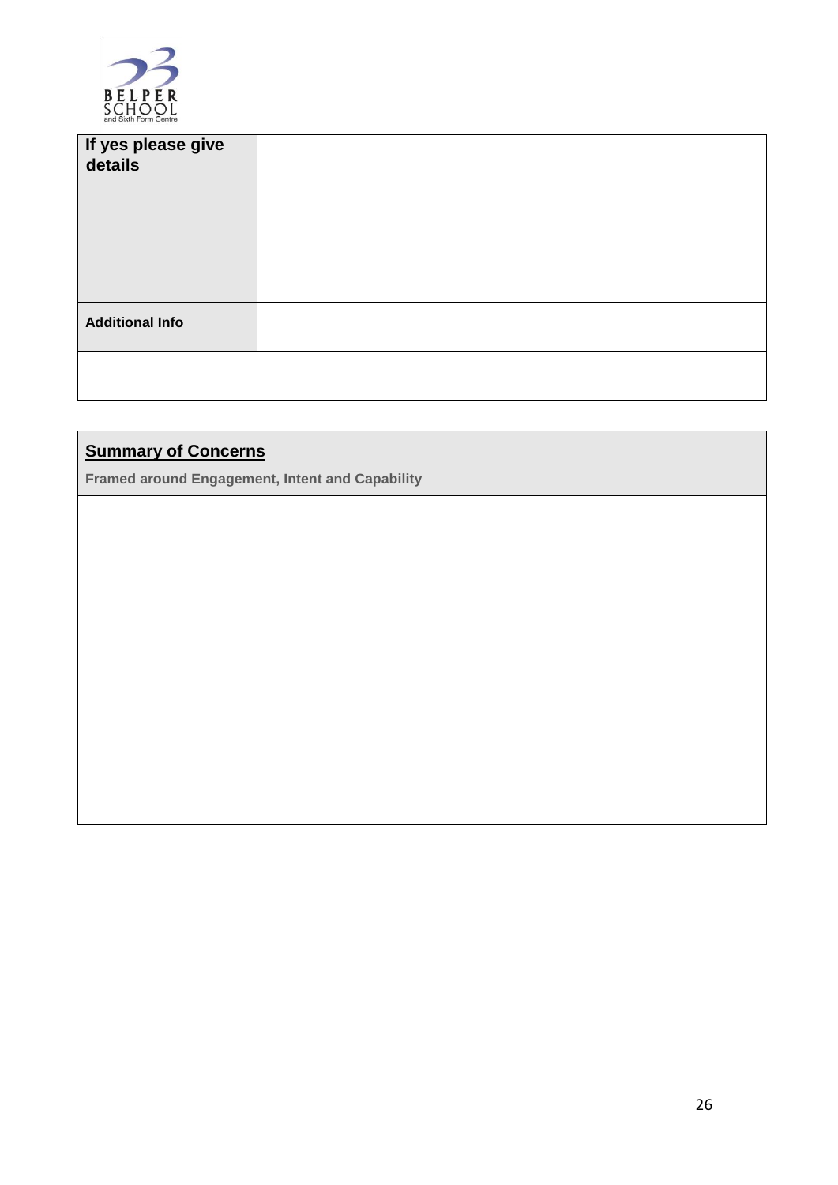| | |
|---|---|
| **If yes please give details** | |
| **Additional Info** | |
| | |

| **Summary of Concerns**<br>**Framed around Engagement, Intent and Capability** |
|---|
| |